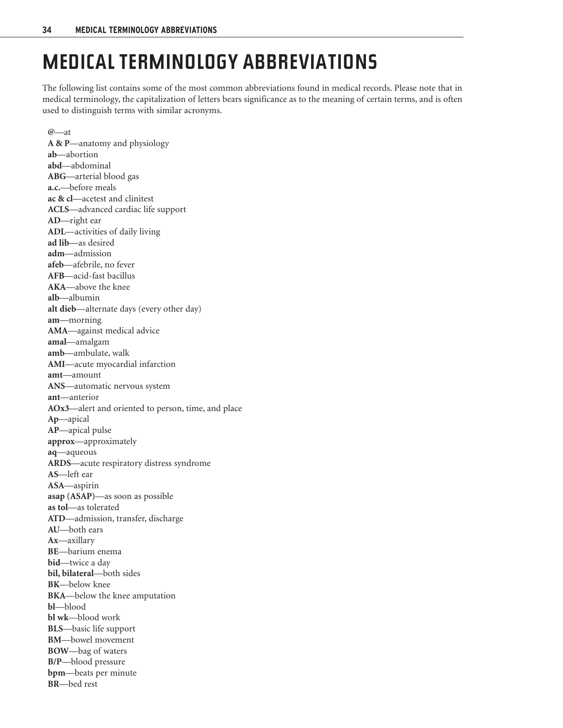# MEDICAL TERMINOLOGY ABBREVIATIONS

The following list contains some of the most common abbreviations found in medical records. Please note that in medical terminology, the capitalization of letters bears significance as to the meaning of certain terms, and is often used to distinguish terms with similar acronyms.

**@**—at
**A & P**—anatomy and physiology
**ab**—abortion
**abd**—abdominal
**ABG**—arterial blood gas
**a.c.**—before meals
**ac & cl**—acetest and clinitest
**ACLS**—advanced cardiac life support
**AD**—right ear
**ADL**—activities of daily living
**ad lib**—as desired
**adm**—admission
**afeb**—afebrile, no fever
**AFB**—acid-fast bacillus
**AKA**—above the knee
**alb**—albumin
**alt dieb**—alternate days (every other day)
**am**—morning
**AMA**—against medical advice
**amal**—amalgam
**amb**—ambulate, walk
**AMI**—acute myocardial infarction
**amt**—amount
**ANS**—automatic nervous system
**ant**—anterior
**AOx3**—alert and oriented to person, time, and place
**Ap**—apical
**AP**—apical pulse
**approx**—approximately
**aq**—aqueous
**ARDS**—acute respiratory distress syndrome
**AS**—left ear
**ASA**—aspirin
**asap (ASAP)**—as soon as possible
**as tol**—as tolerated
**ATD**—admission, transfer, discharge
**AU**—both ears
**Ax**—axillary
**BE**—barium enema
**bid**—twice a day
**bil, bilateral**—both sides
**BK**—below knee
**BKA**—below the knee amputation
**bl**—blood
**bl wk**—blood work
**BLS**—basic life support
**BM**—bowel movement
**BOW**—bag of waters
**B/P**—blood pressure
**bpm**—beats per minute
**BR**—bed rest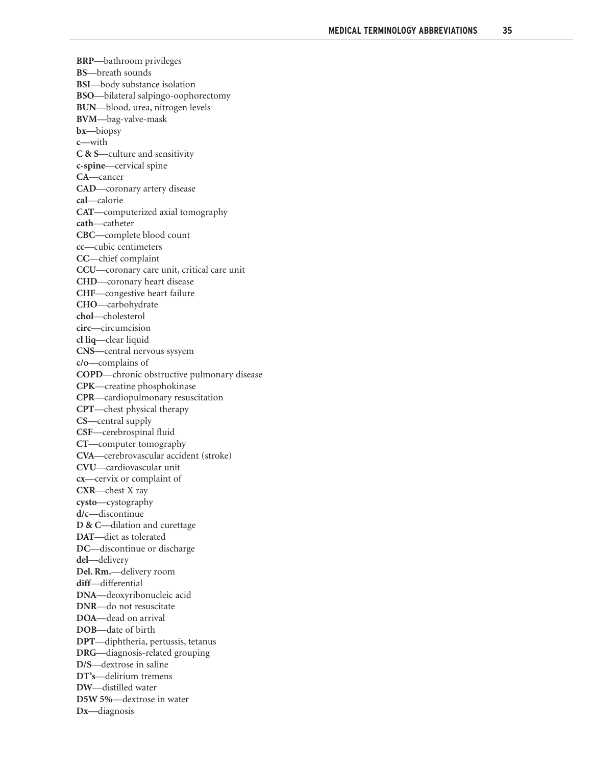**BRP**—bathroom privileges
**BS**—breath sounds
**BSI**—body substance isolation
**BSO**—bilateral salpingo-oophorectomy
**BUN**—blood, urea, nitrogen levels
**BVM**—bag-valve-mask
**bx**—biopsy
**c**—with
**C & S**—culture and sensitivity
**c-spine**—cervical spine
**CA**—cancer
**CAD**—coronary artery disease
**cal**—calorie
**CAT**—computerized axial tomography
**cath**—catheter
**CBC**—complete blood count
**cc**—cubic centimeters
**CC**—chief complaint
**CCU**—coronary care unit, critical care unit
**CHD**—coronary heart disease
**CHF**—congestive heart failure
**CHO**—carbohydrate
**chol**—cholesterol
**circ**—circumcision
**cl liq**—clear liquid
**CNS**—central nervous sysyem
**c/o**—complains of
**COPD**—chronic obstructive pulmonary disease
**CPK**—creatine phosphokinase
**CPR**—cardiopulmonary resuscitation
**CPT**—chest physical therapy
**CS**—central supply
**CSF**—cerebrospinal fluid
**CT**—computer tomography
**CVA**—cerebrovascular accident (stroke)
**CVU**—cardiovascular unit
**cx**—cervix or complaint of
**CXR**—chest X ray
**cysto**—cystography
**d/c**—discontinue
**D & C**—dilation and curettage
**DAT**—diet as tolerated
**DC**—discontinue or discharge
**del**—delivery
**Del. Rm.**—delivery room
**diff**—differential
**DNA**—deoxyribonucleic acid
**DNR**—do not resuscitate
**DOA**—dead on arrival
**DOB**—date of birth
**DPT**—diphtheria, pertussis, tetanus
**DRG**—diagnosis-related grouping
**D/S**—dextrose in saline
**DT's**—delirium tremens
**DW**—distilled water
**D5W 5%**—dextrose in water
**Dx**—diagnosis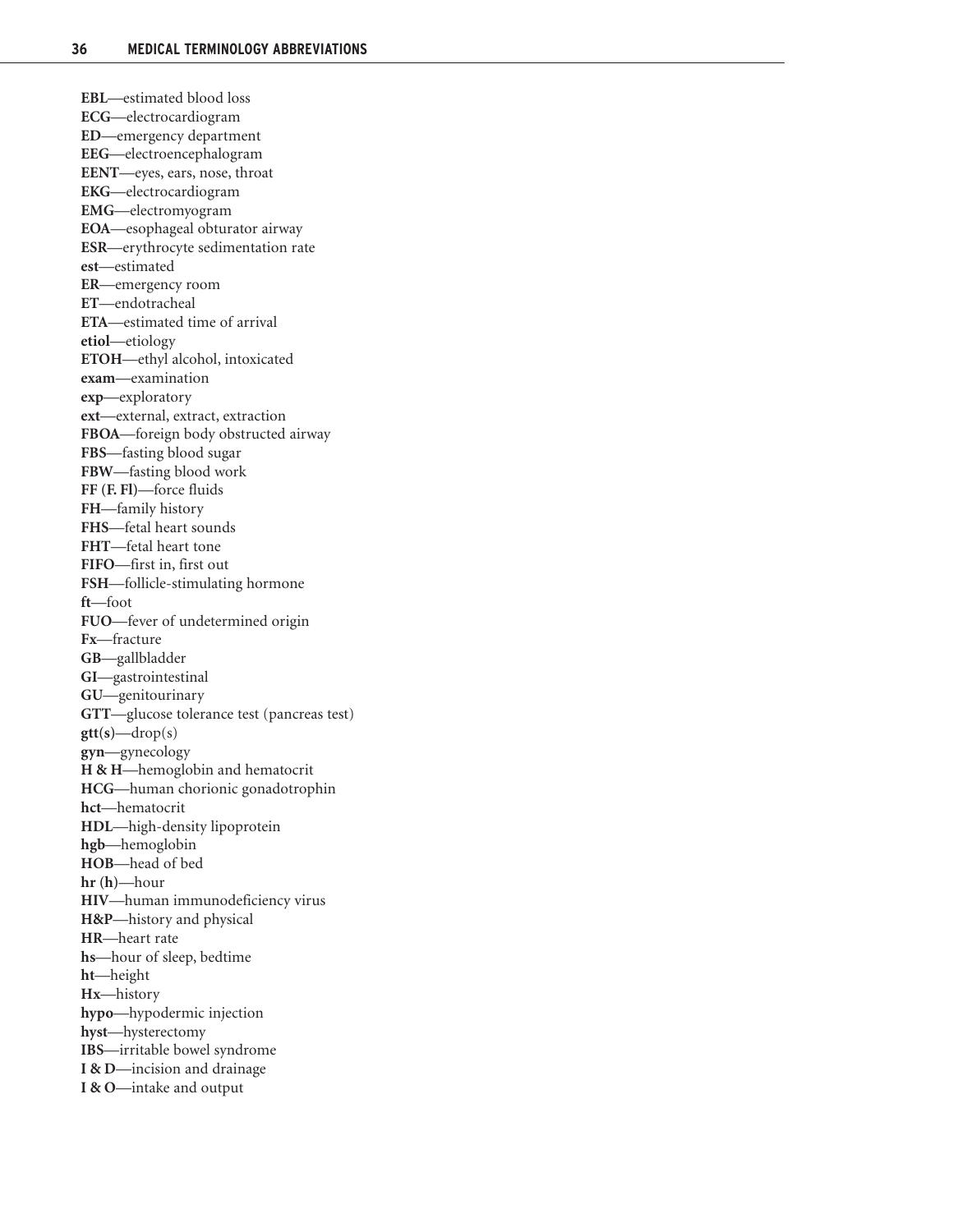**EBL**—estimated blood loss
**ECG**—electrocardiogram
**ED**—emergency department
**EEG**—electroencephalogram
**EENT**—eyes, ears, nose, throat
**EKG**—electrocardiogram
**EMG**—electromyogram
**EOA**—esophageal obturator airway
**ESR**—erythrocyte sedimentation rate
**est**—estimated
**ER**—emergency room
**ET**—endotracheal
**ETA**—estimated time of arrival
**etiol**—etiology
**ETOH**—ethyl alcohol, intoxicated
**exam**—examination
**exp**—exploratory
**ext**—external, extract, extraction
**FBOA**—foreign body obstructed airway
**FBS**—fasting blood sugar
**FBW**—fasting blood work
**FF (F. Fl)**—force fluids
**FH**—family history
**FHS**—fetal heart sounds
**FHT**—fetal heart tone
**FIFO**—first in, first out
**FSH**—follicle-stimulating hormone
**ft**—foot
**FUO**—fever of undetermined origin
**Fx**—fracture
**GB**—gallbladder
**GI**—gastrointestinal
**GU**—genitourinary
**GTT**—glucose tolerance test (pancreas test)
**gtt(s)**—drop(s)
**gyn**—gynecology
**H & H**—hemoglobin and hematocrit
**HCG**—human chorionic gonadotrophin
**hct**—hematocrit
**HDL**—high-density lipoprotein
**hgb**—hemoglobin
**HOB**—head of bed
**hr (h)**—hour
**HIV**—human immunodeficiency virus
**H&P**—history and physical
**HR**—heart rate
**hs**—hour of sleep, bedtime
**ht**—height
**Hx**—history
**hypo**—hypodermic injection
**hyst**—hysterectomy
**IBS**—irritable bowel syndrome
**I & D**—incision and drainage
**I & O**—intake and output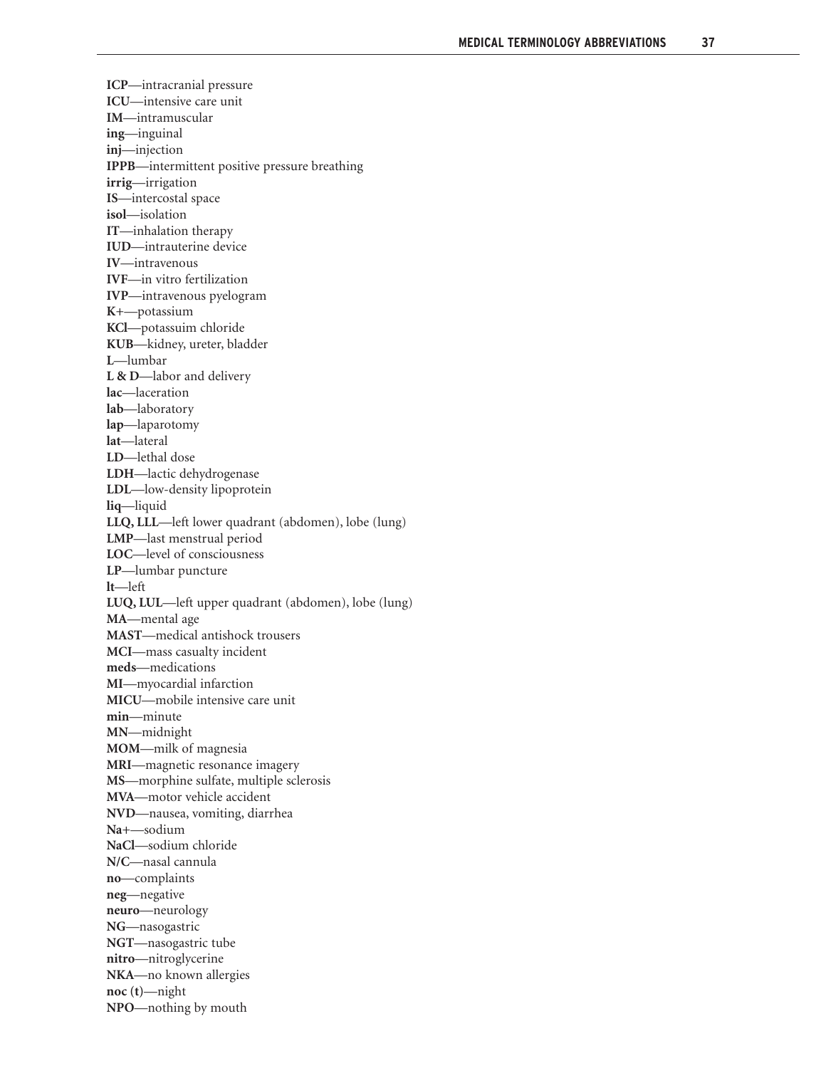**ICP**—intracranial pressure
**ICU**—intensive care unit
**IM**—intramuscular
**ing**—inguinal
**inj**—injection
**IPPB**—intermittent positive pressure breathing
**irrig**—irrigation
**IS**—intercostal space
**isol**—isolation
**IT**—inhalation therapy
**IUD**—intrauterine device
**IV**—intravenous
**IVF**—in vitro fertilization
**IVP**—intravenous pyelogram
**K+**—potassium
**KCl**—potassuim chloride
**KUB**—kidney, ureter, bladder
**L**—lumbar
**L & D**—labor and delivery
**lac**—laceration
**lab**—laboratory
**lap**—laparotomy
**lat**—lateral
**LD**—lethal dose
**LDH**—lactic dehydrogenase
**LDL**—low-density lipoprotein
**liq**—liquid
**LLQ, LLL**—left lower quadrant (abdomen), lobe (lung)
**LMP**—last menstrual period
**LOC**—level of consciousness
**LP**—lumbar puncture
**lt**—left
**LUQ, LUL**—left upper quadrant (abdomen), lobe (lung)
**MA**—mental age
**MAST**—medical antishock trousers
**MCI**—mass casualty incident
**meds**—medications
**MI**—myocardial infarction
**MICU**—mobile intensive care unit
**min**—minute
**MN**—midnight
**MOM**—milk of magnesia
**MRI**—magnetic resonance imagery
**MS**—morphine sulfate, multiple sclerosis
**MVA**—motor vehicle accident
**NVD**—nausea, vomiting, diarrhea
**Na+**—sodium
**NaCl**—sodium chloride
**N/C**—nasal cannula
**no**—complaints
**neg**—negative
**neuro**—neurology
**NG**—nasogastric
**NGT**—nasogastric tube
**nitro**—nitroglycerine
**NKA**—no known allergies
**noc (t)**—night
**NPO**—nothing by mouth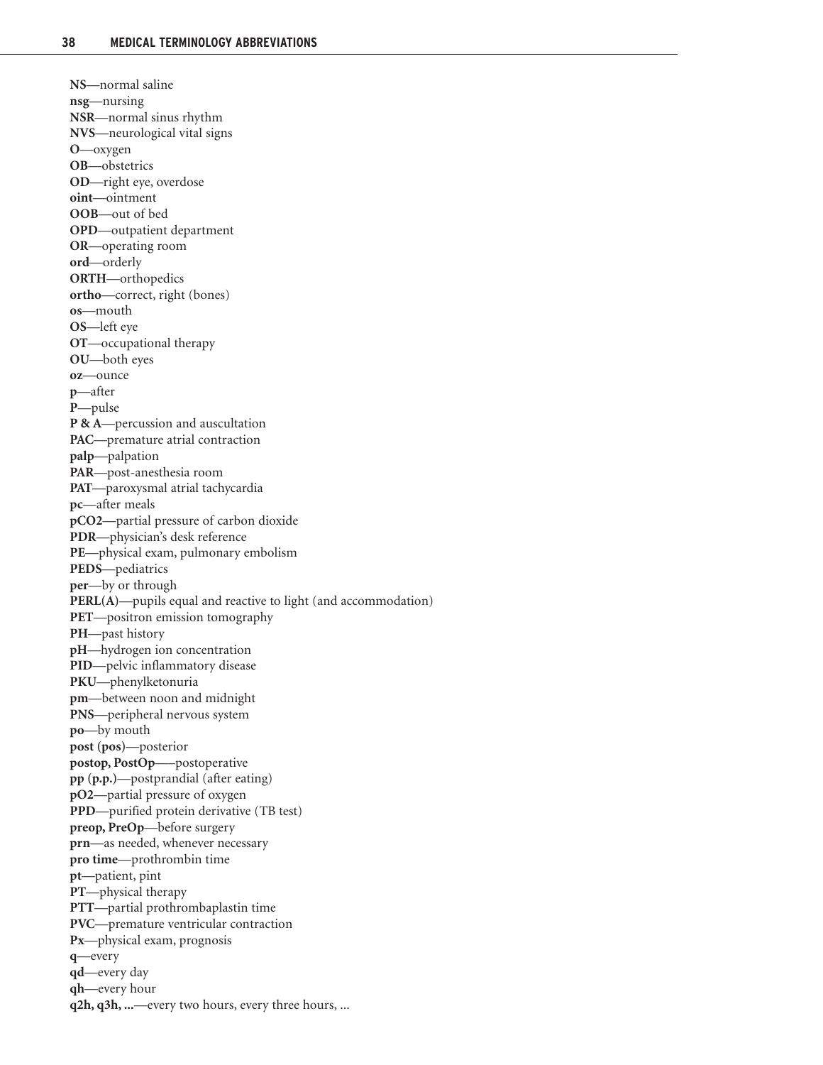**NS**—normal saline
**nsg**—nursing
**NSR**—normal sinus rhythm
**NVS**—neurological vital signs
**O**—oxygen
**OB**—obstetrics
**OD**—right eye, overdose
**oint**—ointment
**OOB**—out of bed
**OPD**—outpatient department
**OR**—operating room
**ord**—orderly
**ORTH**—orthopedics
**ortho**—correct, right (bones)
**os**—mouth
**OS**—left eye
**OT**—occupational therapy
**OU**—both eyes
**oz**—ounce
**p**—after
**P**—pulse
**P & A**—percussion and auscultation
**PAC**—premature atrial contraction
**palp**—palpation
**PAR**—post-anesthesia room
**PAT**—paroxysmal atrial tachycardia
**pc**—after meals
**pCO2**—partial pressure of carbon dioxide
**PDR**—physician's desk reference
**PE**—physical exam, pulmonary embolism
**PEDS**—pediatrics
**per**—by or through
**PERL(A)**—pupils equal and reactive to light (and accommodation)
**PET**—positron emission tomography
**PH**—past history
**pH**—hydrogen ion concentration
**PID**—pelvic inflammatory disease
**PKU**—phenylketonuria
**pm**—between noon and midnight
**PNS**—peripheral nervous system
**po**—by mouth
**post (pos)**—posterior
**postop, PostOp**—postoperative
**pp (p.p.)**—postprandial (after eating)
**pO2**—partial pressure of oxygen
**PPD**—purified protein derivative (TB test)
**preop, PreOp**—before surgery
**prn**—as needed, whenever necessary
**pro time**—prothrombin time
**pt**—patient, pint
**PT**—physical therapy
**PTT**—partial prothrombaplastin time
**PVC**—premature ventricular contraction
**Px**—physical exam, prognosis
**q**—every
**qd**—every day
**qh**—every hour
**q2h, q3h, ...**—every two hours, every three hours, ...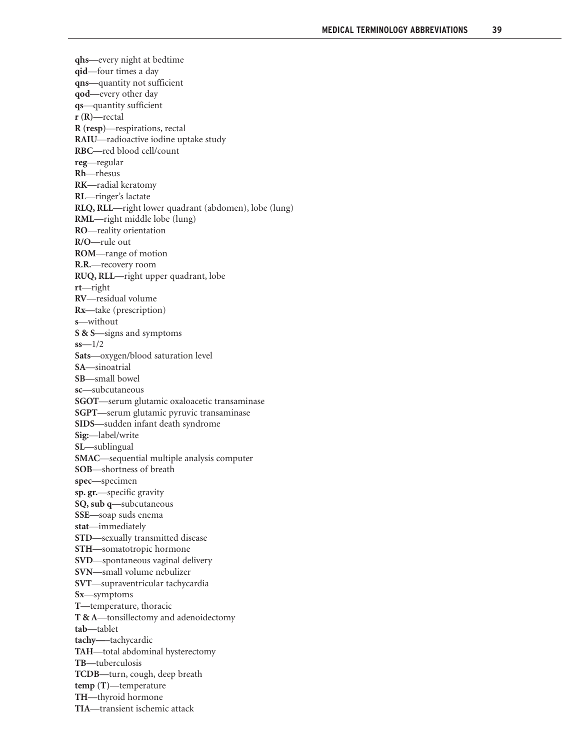**qhs**—every night at bedtime
**qid**—four times a day
**qns**—quantity not sufficient
**qod**—every other day
**qs**—quantity sufficient
**r (R)**—rectal
**R (resp)**—respirations, rectal
**RAIU**—radioactive iodine uptake study
**RBC**—red blood cell/count
**reg**—regular
**Rh**—rhesus
**RK**—radial keratomy
**RL**—ringer's lactate
**RLQ, RLL**—right lower quadrant (abdomen), lobe (lung)
**RML**—right middle lobe (lung)
**RO**—reality orientation
**R/O**—rule out
**ROM**—range of motion
**R.R.**—recovery room
**RUQ, RLL**—right upper quadrant, lobe
**rt**—right
**RV**—residual volume
**Rx**—take (prescription)
**s**—without
**S & S**—signs and symptoms
**ss**—1/2
**Sats**—oxygen/blood saturation level
**SA**—sinoatrial
**SB**—small bowel
**sc**—subcutaneous
**SGOT**—serum glutamic oxaloacetic transaminase
**SGPT**—serum glutamic pyruvic transaminase
**SIDS**—sudden infant death syndrome
**Sig:**—label/write
**SL**—sublingual
**SMAC**—sequential multiple analysis computer
**SOB**—shortness of breath
**spec**—specimen
**sp. gr.**—specific gravity
**SQ, sub q**—subcutaneous
**SSE**—soap suds enema
**stat**—immediately
**STD**—sexually transmitted disease
**STH**—somatotropic hormone
**SVD**—spontaneous vaginal delivery
**SVN**—small volume nebulizer
**SVT**—supraventricular tachycardia
**Sx**—symptoms
**T**—temperature, thoracic
**T & A**—tonsillectomy and adenoidectomy
**tab**—tablet
**tachy**—tachycardic
**TAH**—total abdominal hysterectomy
**TB**—tuberculosis
**TCDB**—turn, cough, deep breath
**temp (T)**—temperature
**TH**—thyroid hormone
**TIA**—transient ischemic attack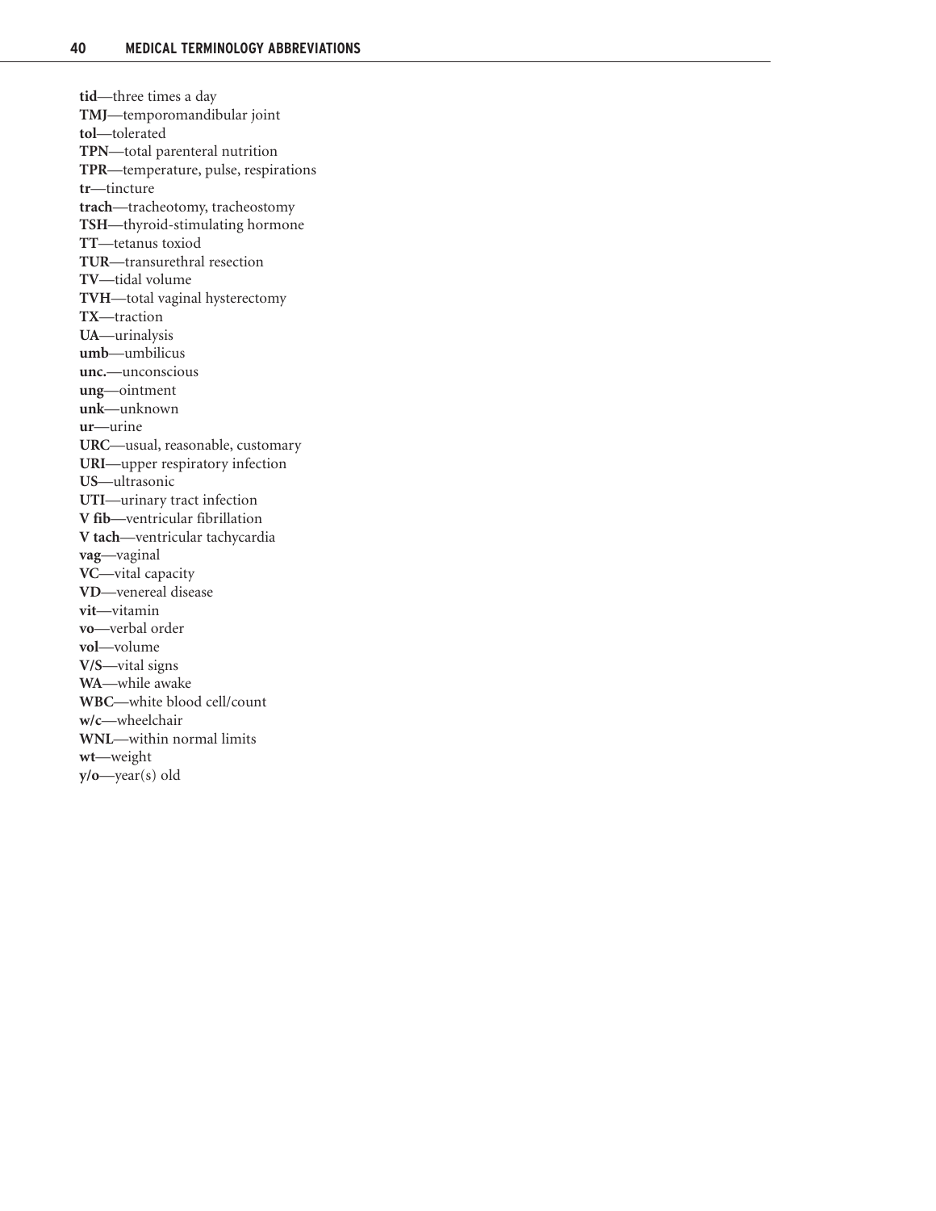**tid**—three times a day
**TMJ**—temporomandibular joint
**tol**—tolerated
**TPN**—total parenteral nutrition
**TPR**—temperature, pulse, respirations
**tr**—tincture
**trach**—tracheotomy, tracheostomy
**TSH**—thyroid-stimulating hormone
**TT**—tetanus toxiod
**TUR**—transurethral resection
**TV**—tidal volume
**TVH**—total vaginal hysterectomy
**TX**—traction
**UA**—urinalysis
**umb**—umbilicus
**unc.**—unconscious
**ung**—ointment
**unk**—unknown
**ur**—urine
**URC**—usual, reasonable, customary
**URI**—upper respiratory infection
**US**—ultrasonic
**UTI**—urinary tract infection
**V fib**—ventricular fibrillation
**V tach**—ventricular tachycardia
**vag**—vaginal
**VC**—vital capacity
**VD**—venereal disease
**vit**—vitamin
**vo**—verbal order
**vol**—volume
**V/S**—vital signs
**WA**—while awake
**WBC**—white blood cell/count
**w/c**—wheelchair
**WNL**—within normal limits
**wt**—weight
**y/o**—year(s) old